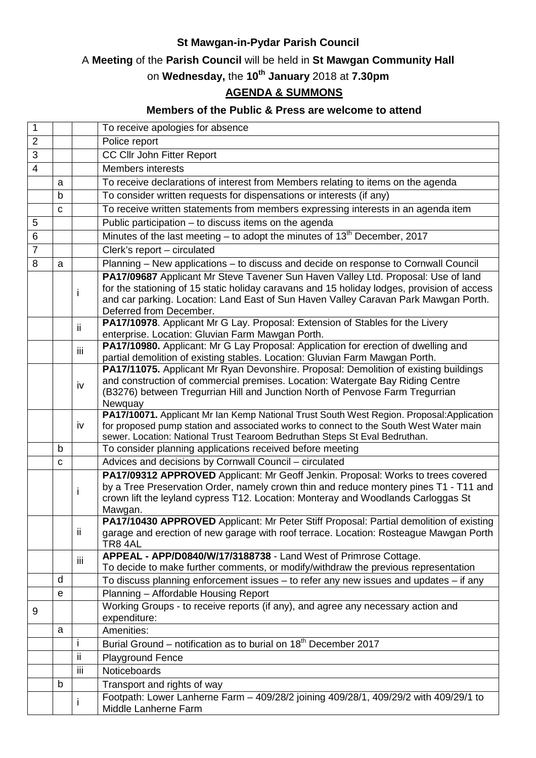**St Mawgan-in-Pydar Parish Council**

A **Meeting** of the **Parish Council** will be held in **St Mawgan Community Hall**

on **Wednesday,** the **10th January** 2018 at **7.30pm**

**AGENDA & SUMMONS**

**Members of the Public & Press are welcome to attend**

| | | | |
|---|---|---|---|
| 1 | | | To receive apologies for absence |
| 2 | | | Police report |
| 3 | | | CC Cllr John Fitter Report |
| 4 | | | Members interests |
| | a | | To receive declarations of interest from Members relating to items on the agenda |
| | b | | To consider written requests for dispensations or interests (if any) |
| | c | | To receive written statements from members expressing interests in an agenda item |
| 5 | | | Public participation – to discuss items on the agenda |
| 6 | | | Minutes of the last meeting – to adopt the minutes of 13th December, 2017 |
| 7 | | | Clerk's report – circulated |
| 8 | a | | Planning – New applications – to discuss and decide on response to Cornwall Council |
| | | i | **PA17/09687** Applicant Mr Steve Tavener Sun Haven Valley Ltd. Proposal: Use of land for the stationing of 15 static holiday caravans and 15 holiday lodges, provision of access and car parking. Location: Land East of Sun Haven Valley Caravan Park Mawgan Porth. Deferred from December. |
| | | ii | **PA17/10978**. Applicant Mr G Lay. Proposal: Extension of Stables for the Livery enterprise. Location: Gluvian Farm Mawgan Porth. |
| | | iii | **PA17/10980.** Applicant: Mr G Lay Proposal: Application for erection of dwelling and partial demolition of existing stables. Location: Gluvian Farm Mawgan Porth. |
| | | iv | **PA17/11075.** Applicant Mr Ryan Devonshire. Proposal: Demolition of existing buildings and construction of commercial premises. Location: Watergate Bay Riding Centre (B3276) between Tregurrian Hill and Junction North of Penvose Farm Tregurrian Newquay |
| | | iv | **PA17/10071.** Applicant Mr Ian Kemp National Trust South West Region. Proposal:Application for proposed pump station and associated works to connect to the South West Water main sewer. Location: National Trust Tearoom Bedruthan Steps St Eval Bedruthan. |
| | b | | To consider planning applications received before meeting |
| | c | | Advices and decisions by Cornwall Council – circulated |
| | | i | **PA17/09312 APPROVED** Applicant: Mr Geoff Jenkin. Proposal: Works to trees covered by a Tree Preservation Order, namely crown thin and reduce montery pines T1 - T11 and crown lift the leyland cypress T12. Location: Monteray and Woodlands Carloggas St Mawgan. |
| | | ii | **PA17/10430 APPROVED** Applicant: Mr Peter Stiff Proposal: Partial demolition of existing garage and erection of new garage with roof terrace. Location: Rosteague Mawgan Porth TR8 4AL |
| | | iii | **APPEAL - APP/D0840/W/17/3188738** - Land West of Primrose Cottage. To decide to make further comments, or modify/withdraw the previous representation |
| | d | | To discuss planning enforcement issues – to refer any new issues and updates – if any |
| | e | | Planning – Affordable Housing Report |
| 9 | | | Working Groups - to receive reports (if any), and agree any necessary action and expenditure: |
| | a | | Amenities: |
| | | i | Burial Ground – notification as to burial on 18th December 2017 |
| | | ii | Playground Fence |
| | | iii | Noticeboards |
| | b | | Transport and rights of way |
| | | i | Footpath: Lower Lanherne Farm – 409/28/2 joining 409/28/1, 409/29/2 with 409/29/1 to Middle Lanherne Farm |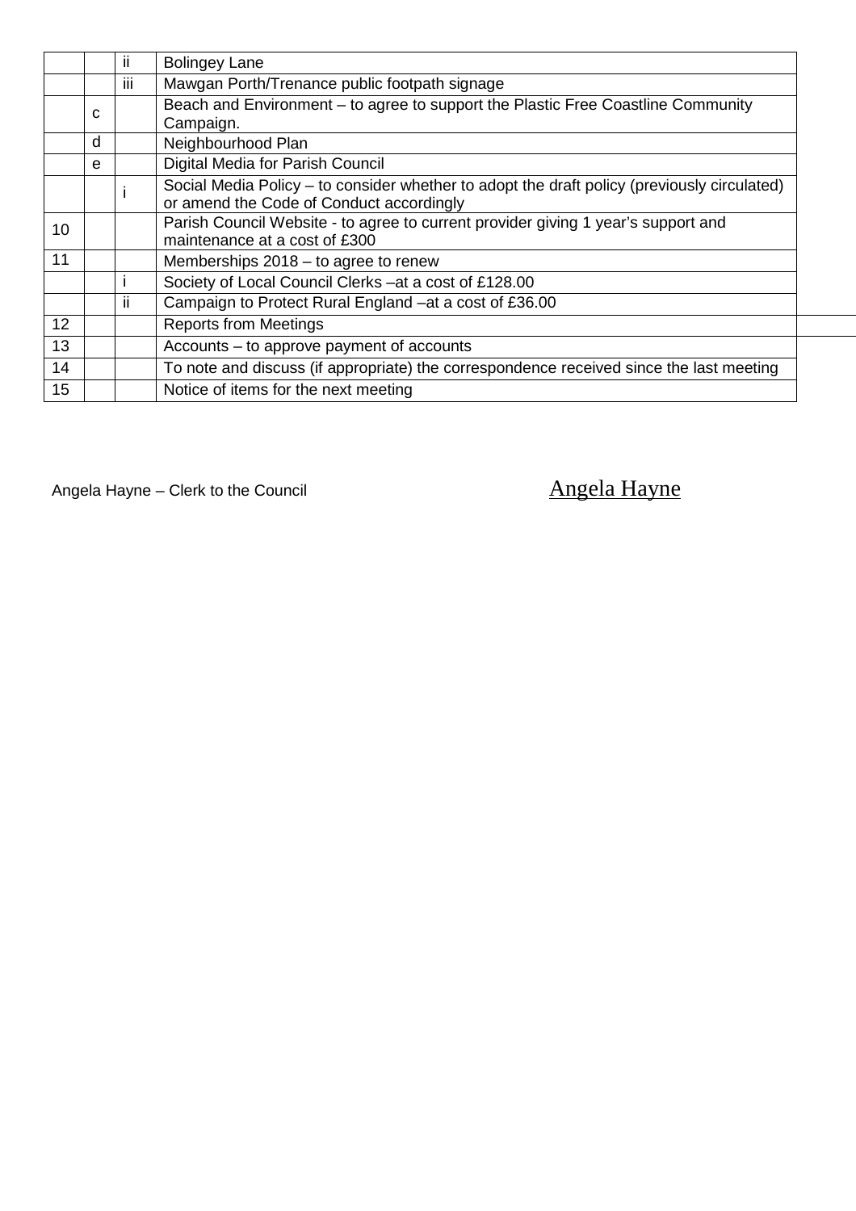| | | | |
|---|---|---|---|
| | | ii | Bolingey Lane |
| | | iii | Mawgan Porth/Trenance public footpath signage |
| | c | | Beach and Environment – to agree to support the Plastic Free Coastline Community Campaign. |
| | d | | Neighbourhood Plan |
| | e | | Digital Media for Parish Council |
| | | i | Social Media Policy – to consider whether to adopt the draft policy (previously circulated) or amend the Code of Conduct accordingly |
| 10 | | | Parish Council Website - to agree to current provider giving 1 year's support and maintenance at a cost of £300 |
| 11 | | | Memberships 2018 – to agree to renew |
| | | i | Society of Local Council Clerks –at a cost of £128.00 |
| | | ii | Campaign to Protect Rural England –at a cost of £36.00 |
| 12 | | | Reports from Meetings |
| 13 | | | Accounts – to approve payment of accounts |
| 14 | | | To note and discuss (if appropriate) the correspondence received since the last meeting |
| 15 | | | Notice of items for the next meeting |

Angela Hayne – Clerk to the Council

Angela Hayne